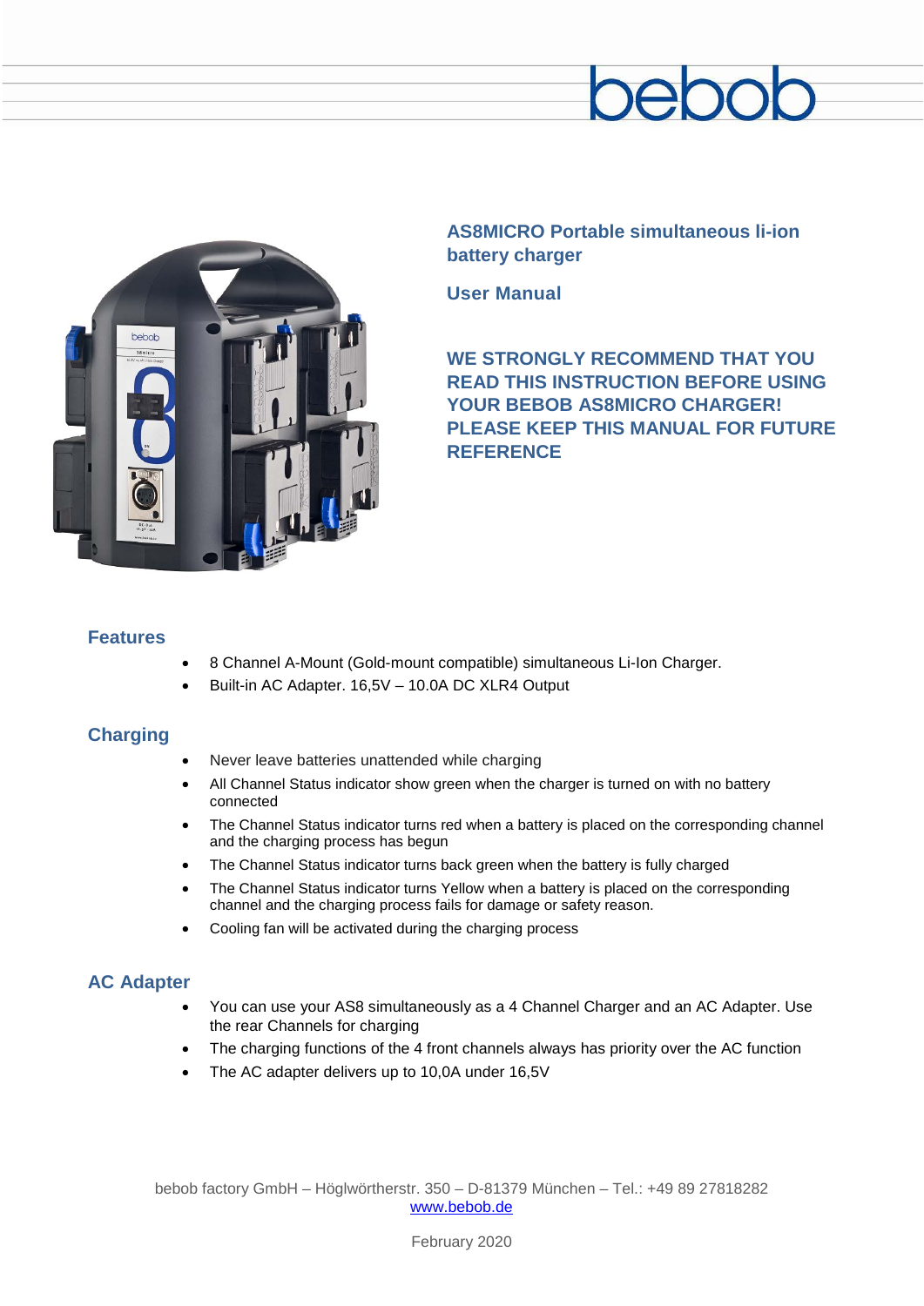# AS8MICRO Portable simultaneous li-ion battery charger

## User Manual

**WE STRONGLY RECOMMEND THAT YOU READ THIS INSTRUCTION BEFORE USING YOUR BEBOB AS8MICRO CHARGER! PLEASE KEEP THIS MANUAL FOR FUTURE REFERENCE**

## Features

- 8 Channel A-Mount (Gold-mount compatible) simultaneous Li-Ion Charger.
- Built-in AC Adapter. 16,5V – 10.0A DC XLR4 Output

## Charging

- Never leave batteries unattended while charging
- All Channel Status indicator show green when the charger is turned on with no battery connected
- The Channel Status indicator turns red when a battery is placed on the corresponding channel and the charging process has begun
- The Channel Status indicator turns back green when the battery is fully charged
- The Channel Status indicator turns Yellow when a battery is placed on the corresponding channel and the charging process fails for damage or safety reason.
- Cooling fan will be activated during the charging process

## AC Adapter

- You can use your AS8 simultaneously as a 4 Channel Charger and an AC Adapter. Use the rear Channels for charging
- The charging functions of the 4 front channels always has priority over the AC function
- The AC adapter delivers up to 10,0A under 16,5V

bebob factory GmbH – Höglwörtherstr. 350 – D-81379 München – Tel.: +49 89 27818282
www.bebob.de

February 2020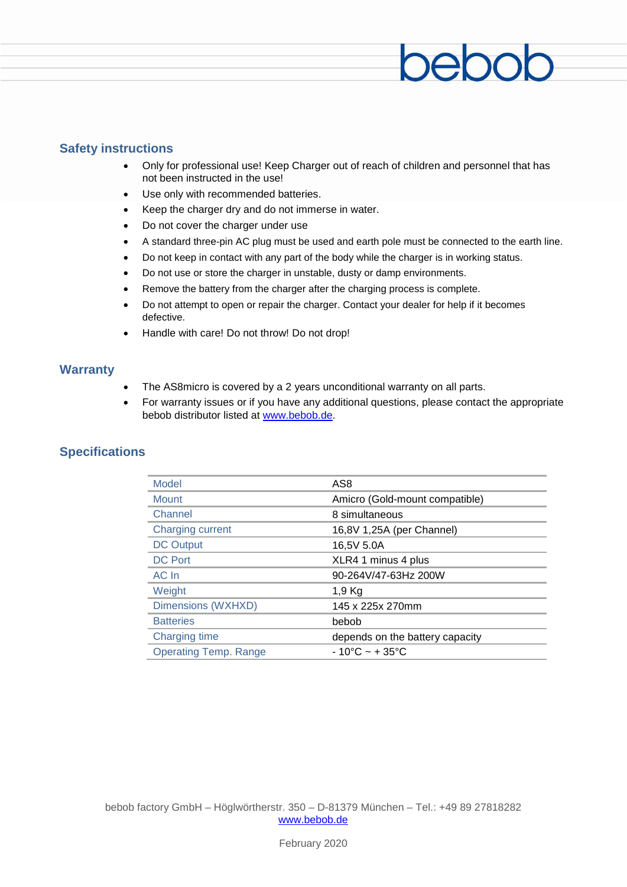## Safety instructions

- Only for professional use! Keep Charger out of reach of children and personnel that has not been instructed in the use!
- Use only with recommended batteries.
- Keep the charger dry and do not immerse in water.
- Do not cover the charger under use
- A standard three-pin AC plug must be used and earth pole must be connected to the earth line.
- Do not keep in contact with any part of the body while the charger is in working status.
- Do not use or store the charger in unstable, dusty or damp environments.
- Remove the battery from the charger after the charging process is complete.
- Do not attempt to open or repair the charger. Contact your dealer for help if it becomes defective.
- Handle with care! Do not throw! Do not drop!

## Warranty

- The AS8micro is covered by a 2 years unconditional warranty on all parts.
- For warranty issues or if you have any additional questions, please contact the appropriate bebob distributor listed at www.bebob.de.

## Specifications

| | |
|---|---|
| Model | AS8 |
| Mount | Amicro (Gold-mount compatible) |
| Channel | 8 simultaneous |
| Charging current | 16,8V 1,25A (per Channel) |
| DC Output | 16,5V 5.0A |
| DC Port | XLR4 1 minus 4 plus |
| AC In | 90-264V/47-63Hz 200W |
| Weight | 1,9 Kg |
| Dimensions (WXHXD) | 145 x 225x 270mm |
| Batteries | bebob |
| Charging time | depends on the battery capacity |
| Operating Temp. Range | - 10°C ~ + 35°C |

bebob factory GmbH – Höglwörtherstr. 350 – D-81379 München – Tel.: +49 89 27818282
www.bebob.de

February 2020